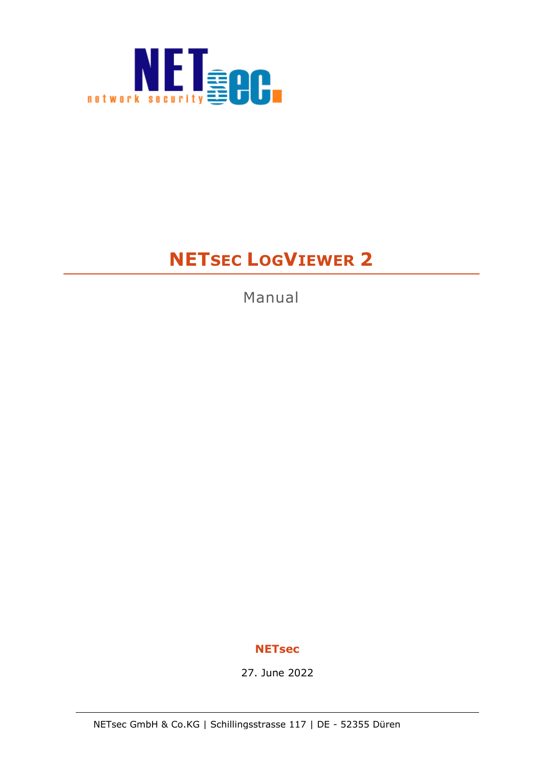# NETsec LogViewer 2

Manual

**NETsec**

27. June 2022

NETsec GmbH & Co.KG | Schillingsstrasse 117 | DE - 52355 Düren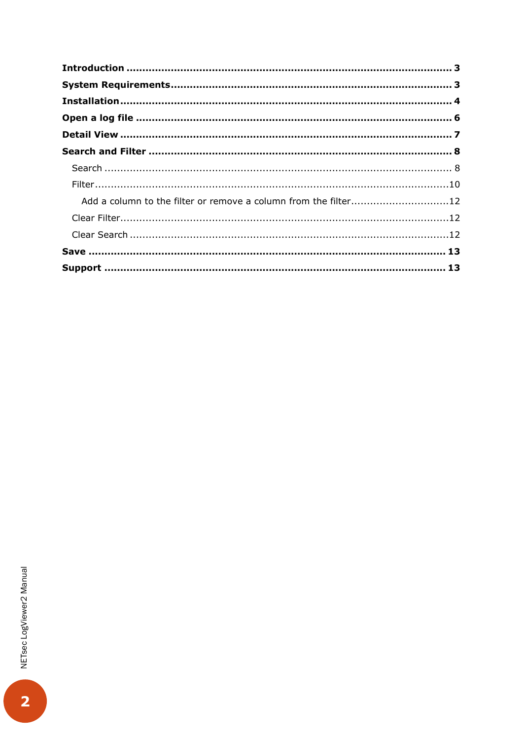**Introduction** ..................................................................................................... **3**
**System Requirements** ....................................................................................... **3**
**Installation** ........................................................................................................ **4**
**Open a log file** ................................................................................................... **6**
**Detail View** ........................................................................................................ **7**
**Search and Filter** ............................................................................................... **8**

- Search ............................................................................................................ 8
- Filter ................................................................................................................ 10
  - Add a column to the filter or remove a column from the filter ............................... 12
- Clear Filter ....................................................................................................... 12
- Clear Search ..................................................................................................... 12

**Save** ................................................................................................................ **13**
**Support** ............................................................................................................ **13**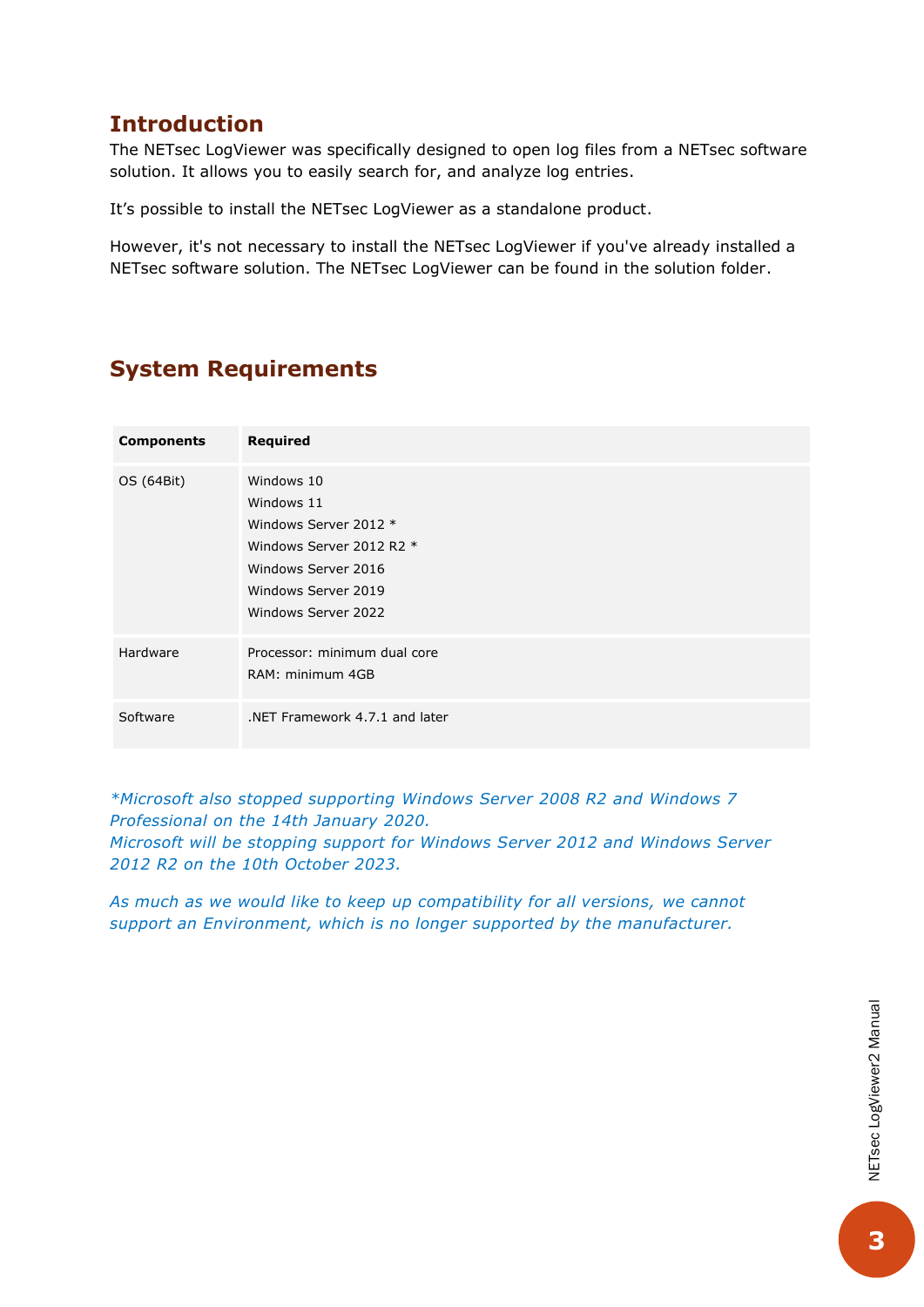## Introduction

The NETsec LogViewer was specifically designed to open log files from a NETsec software solution. It allows you to easily search for, and analyze log entries.

It’s possible to install the NETsec LogViewer as a standalone product.

However, it's not necessary to install the NETsec LogViewer if you've already installed a NETsec software solution. The NETsec LogViewer can be found in the solution folder.

## System Requirements

| Components | Required |
|---|---|
| OS (64Bit) | Windows 10<br>Windows 11<br>Windows Server 2012 *<br>Windows Server 2012 R2 *<br>Windows Server 2016<br>Windows Server 2019<br>Windows Server 2022 |
| Hardware | Processor: minimum dual core<br>RAM: minimum 4GB |
| Software | .NET Framework 4.7.1 and later |

*\*Microsoft also stopped supporting Windows Server 2008 R2 and Windows 7 Professional on the 14th January 2020.*
*Microsoft will be stopping support for Windows Server 2012 and Windows Server 2012 R2 on the 10th October 2023.*

*As much as we would like to keep up compatibility for all versions, we cannot support an Environment, which is no longer supported by the manufacturer.*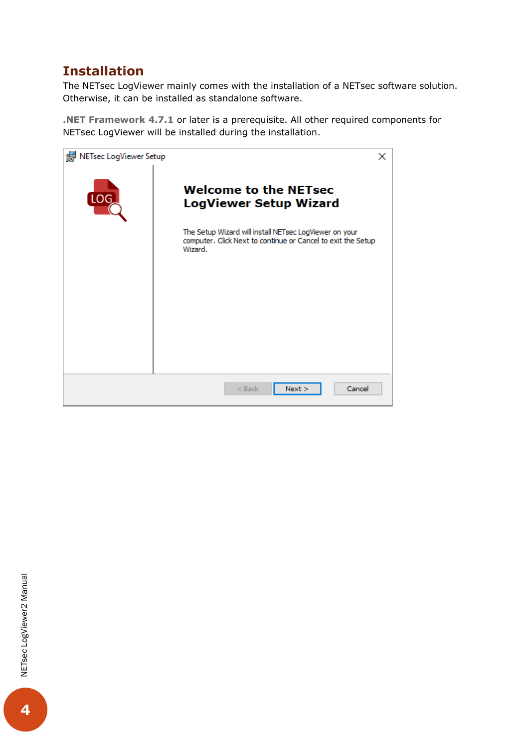## Installation

The NETsec LogViewer mainly comes with the installation of a NETsec software solution. Otherwise, it can be installed as standalone software.

**.NET Framework 4.7.1** or later is a prerequisite. All other required components for NETsec LogViewer will be installed during the installation.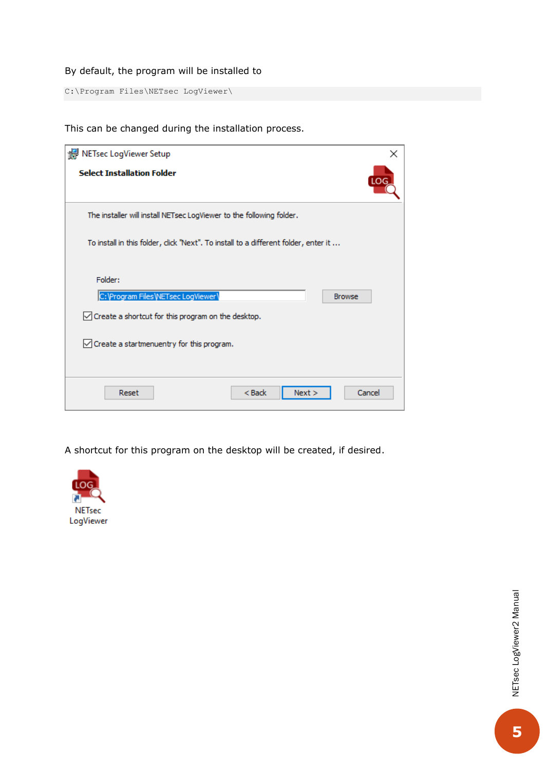By default, the program will be installed to

```
C:\Program Files\NETsec LogViewer\
```

This can be changed during the installation process.

A shortcut for this program on the desktop will be created, if desired.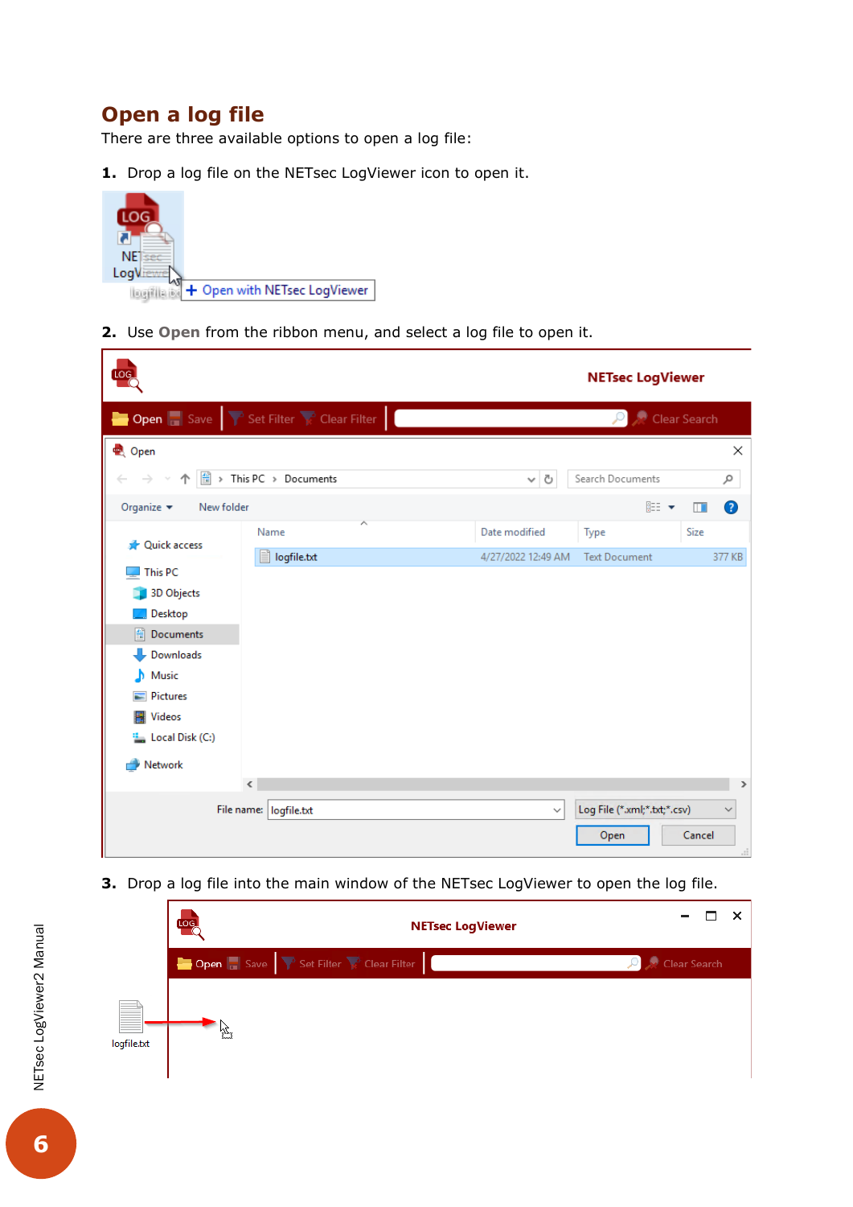## Open a log file

There are three available options to open a log file:

1. Drop a log file on the NETsec LogViewer icon to open it.

2. Use **Open** from the ribbon menu, and select a log file to open it.

3. Drop a log file into the main window of the NETsec LogViewer to open the log file.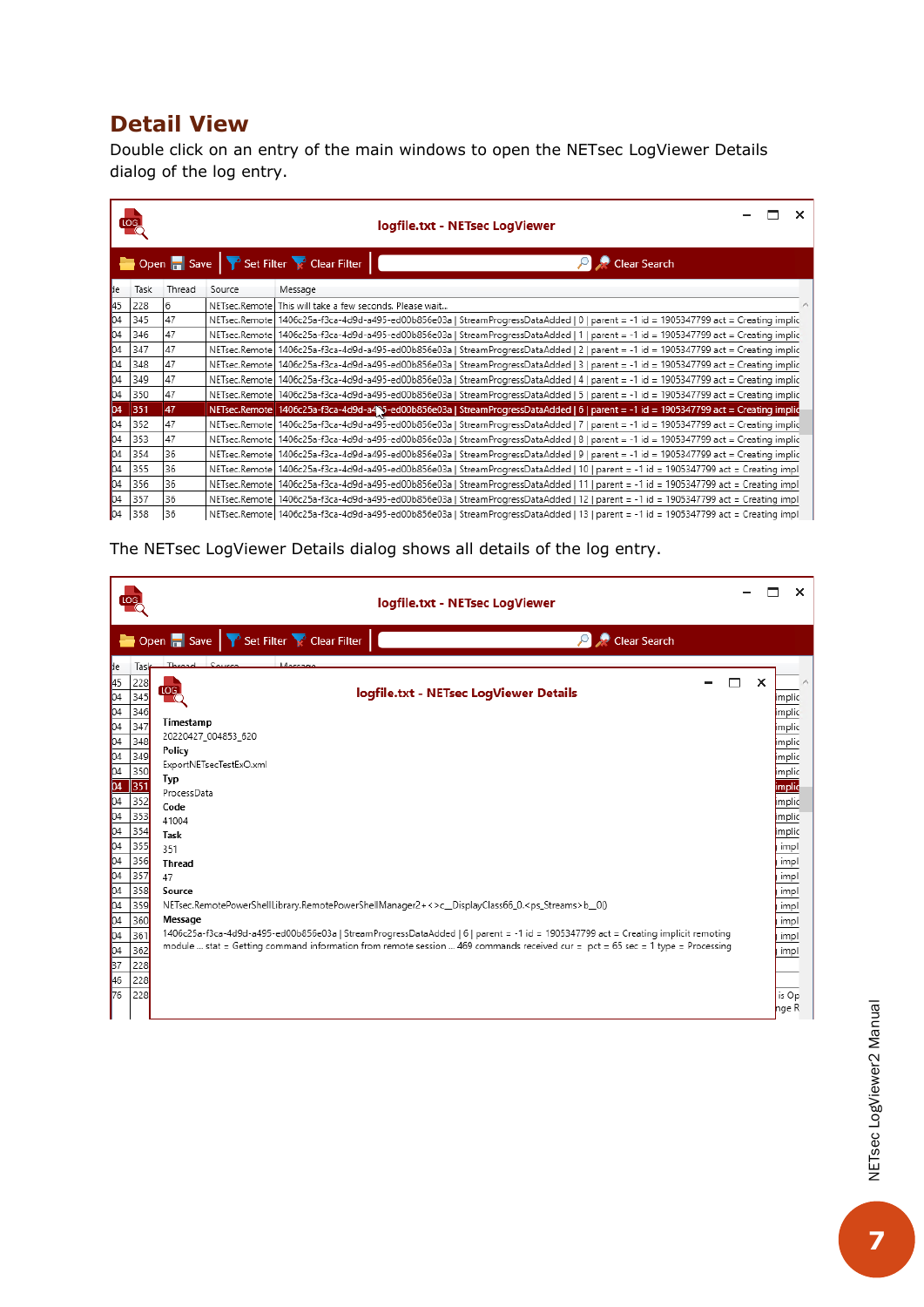## Detail View

Double click on an entry of the main windows to open the NETsec LogViewer Details dialog of the log entry.

The NETsec LogViewer Details dialog shows all details of the log entry.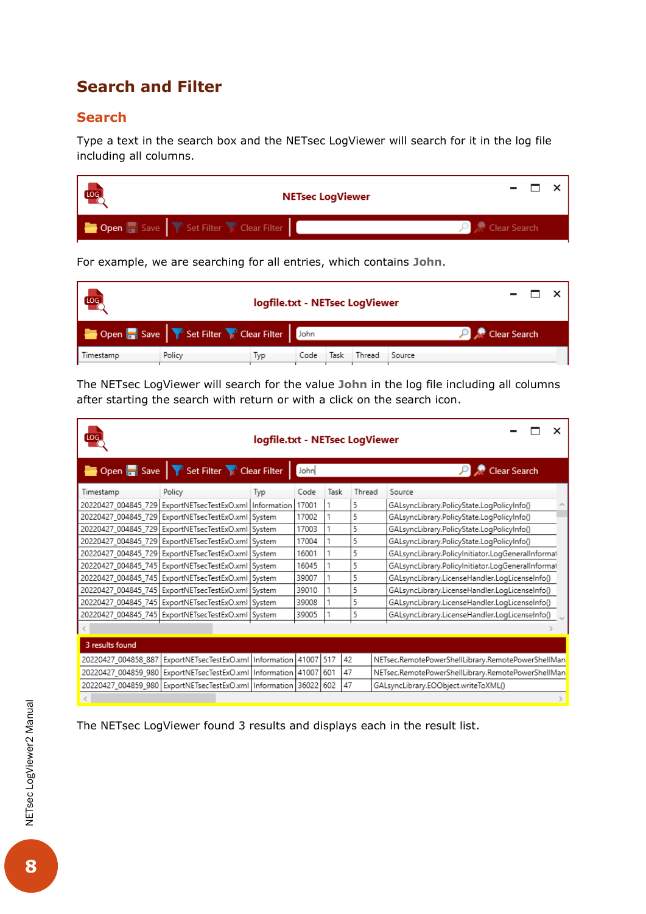# Search and Filter

## Search

Type a text in the search box and the NETsec LogViewer will search for it in the log file including all columns.

For example, we are searching for all entries, which contains **John**.

The NETsec LogViewer will search for the value **John** in the log file including all columns after starting the search with return or with a click on the search icon.

The NETsec LogViewer found 3 results and displays each in the result list.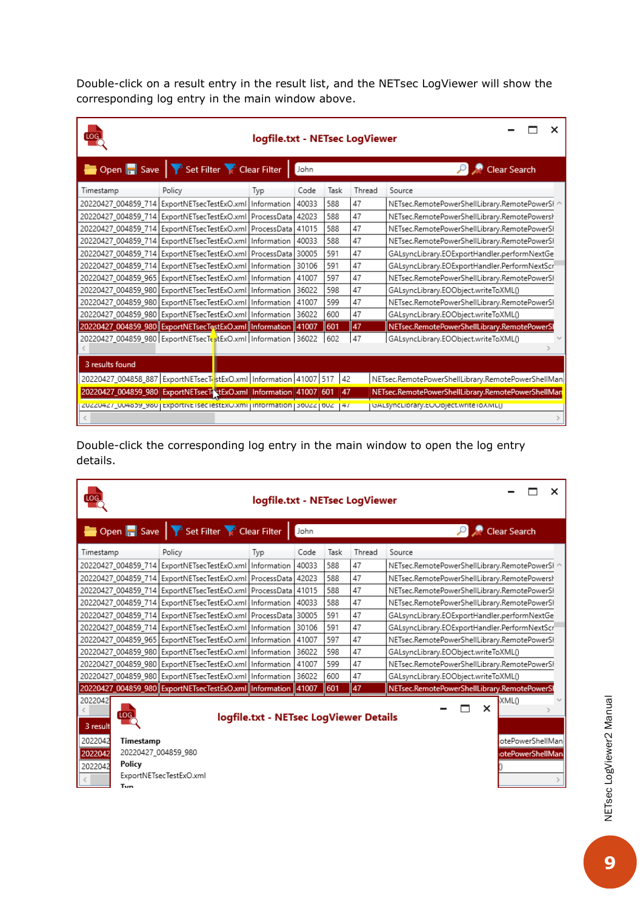Double-click on a result entry in the result list, and the NETsec LogViewer will show the corresponding log entry in the main window above.

Double-click the corresponding log entry in the main window to open the log entry details.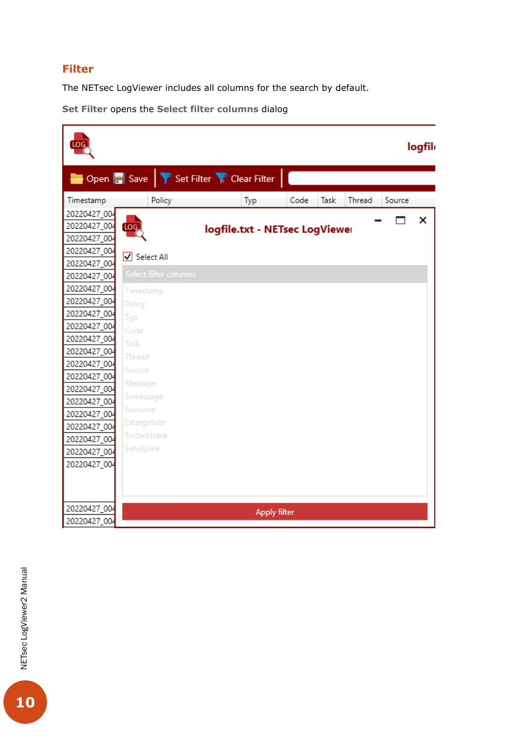## Filter

The NETsec LogViewer includes all columns for the search by default.

**Set Filter** opens the **Select filter columns** dialog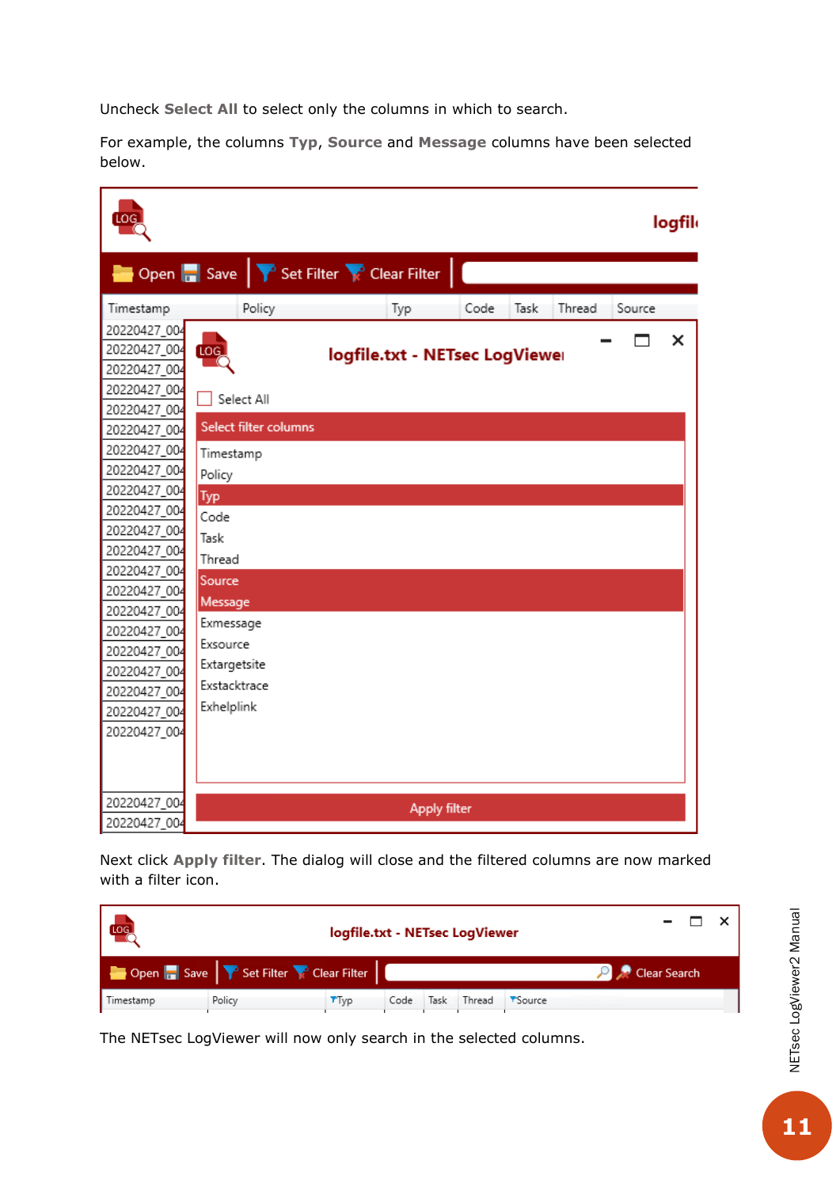Uncheck **Select All** to select only the columns in which to search.

For example, the columns **Typ**, **Source** and **Message** columns have been selected below.

Next click **Apply filter**. The dialog will close and the filtered columns are now marked with a filter icon.

The NETsec LogViewer will now only search in the selected columns.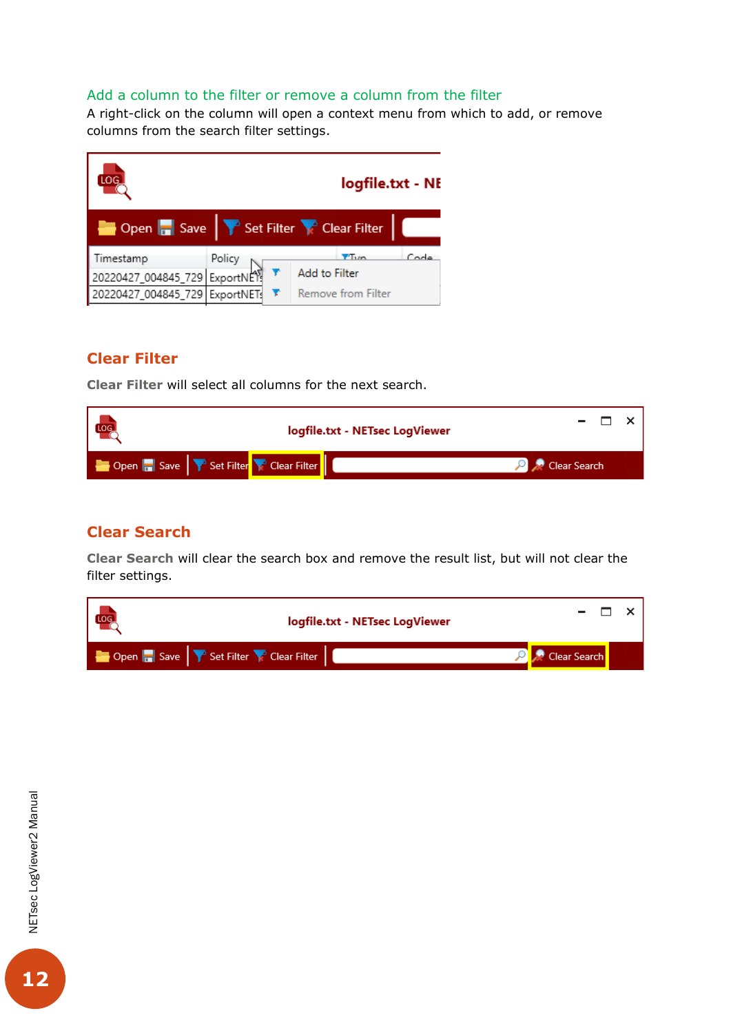## Add a column to the filter or remove a column from the filter

A right-click on the column will open a context menu from which to add, or remove columns from the search filter settings.

## Clear Filter

**Clear Filter** will select all columns for the next search.

## Clear Search

**Clear Search** will clear the search box and remove the result list, but will not clear the filter settings.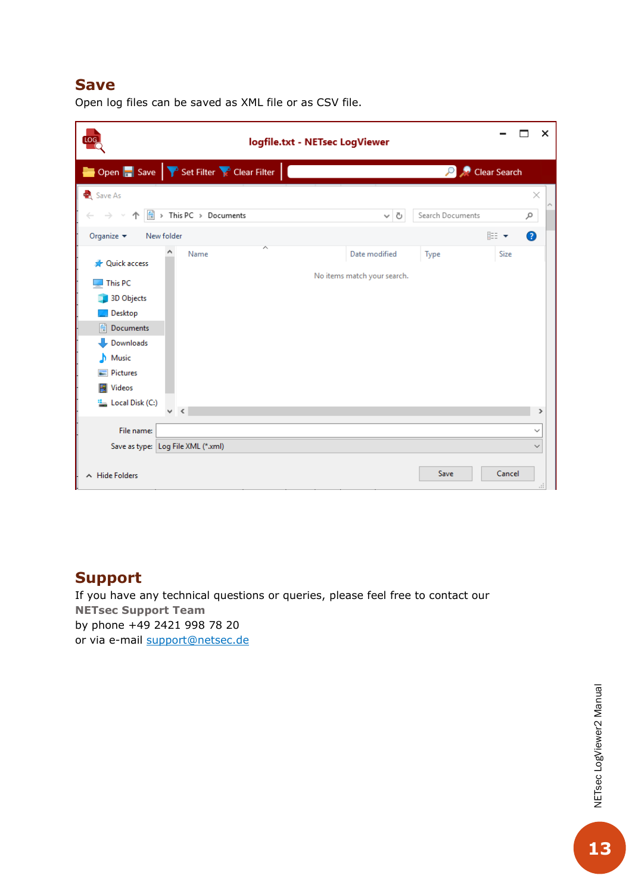## Save

Open log files can be saved as XML file or as CSV file.

## Support

If you have any technical questions or queries, please feel free to contact our
**NETsec Support Team**
by phone +49 2421 998 78 20
or via e-mail support@netsec.de